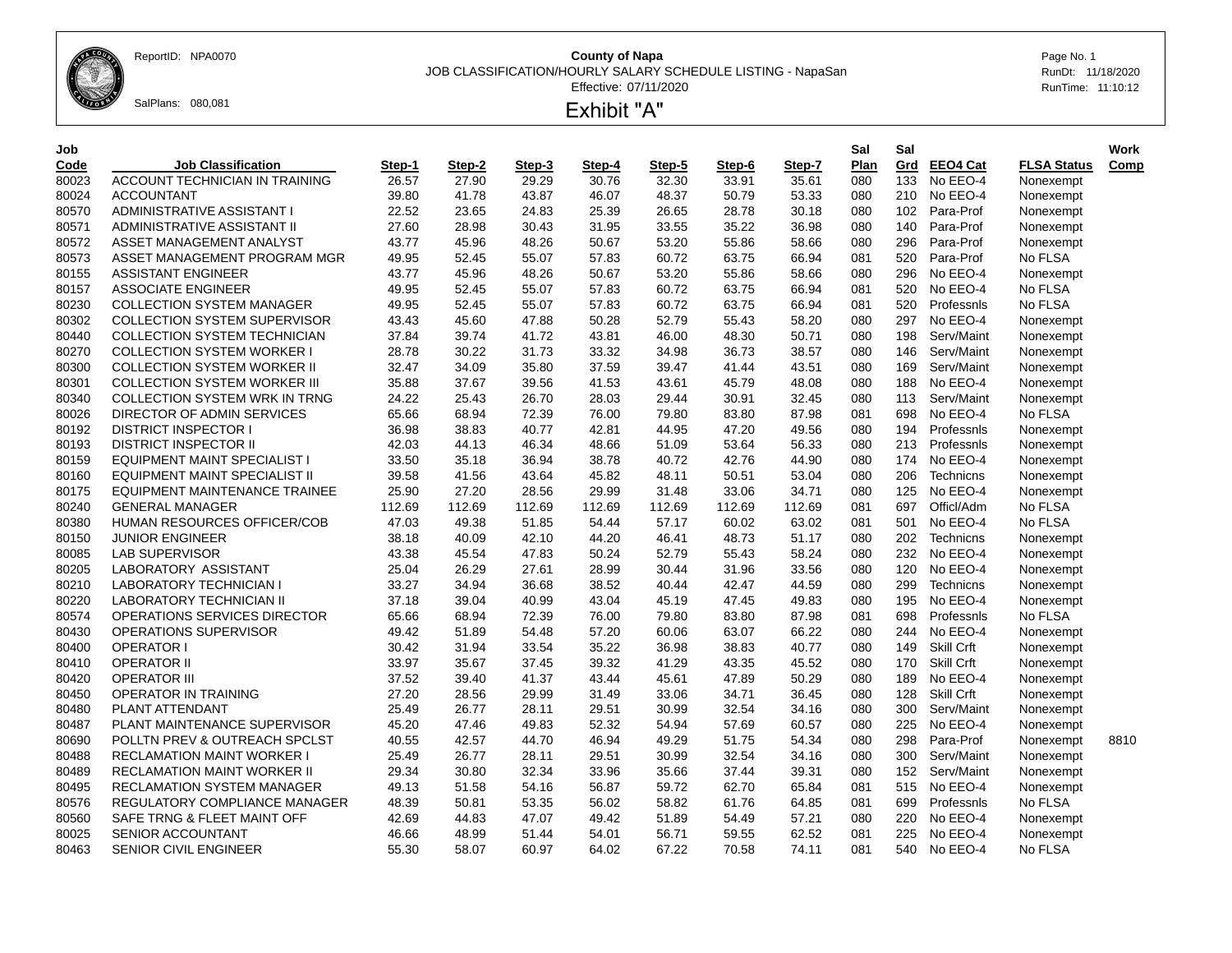County of Napa

JOB CLASSIFICATION/HOURLY SALARY SCHEDULE LISTING - NapaSan

Effective: 07/11/2020

ReportID: NPA0070

SalPlans: 080,081

RunDt: 11/18/2020

RunTime: 11:10:12

# Exhibit "A"

| Job Code | Job Classification | Step-1 | Step-2 | Step-3 | Step-4 | Step-5 | Step-6 | Step-7 | Sal Plan | Sal Grd | EEO4 Cat | FLSA Status | Work Comp |
|---|---|---|---|---|---|---|---|---|---|---|---|---|---|
| 80023 | ACCOUNT TECHNICIAN IN TRAINING | 26.57 | 27.90 | 29.29 | 30.76 | 32.30 | 33.91 | 35.61 | 080 | 133 | No EEO-4 | Nonexempt | |
| 80024 | ACCOUNTANT | 39.80 | 41.78 | 43.87 | 46.07 | 48.37 | 50.79 | 53.33 | 080 | 210 | No EEO-4 | Nonexempt | |
| 80570 | ADMINISTRATIVE ASSISTANT I | 22.52 | 23.65 | 24.83 | 25.39 | 26.65 | 28.78 | 30.18 | 080 | 102 | Para-Prof | Nonexempt | |
| 80571 | ADMINISTRATIVE ASSISTANT II | 27.60 | 28.98 | 30.43 | 31.95 | 33.55 | 35.22 | 36.98 | 080 | 140 | Para-Prof | Nonexempt | |
| 80572 | ASSET MANAGEMENT ANALYST | 43.77 | 45.96 | 48.26 | 50.67 | 53.20 | 55.86 | 58.66 | 080 | 296 | Para-Prof | Nonexempt | |
| 80573 | ASSET MANAGEMENT PROGRAM MGR | 49.95 | 52.45 | 55.07 | 57.83 | 60.72 | 63.75 | 66.94 | 081 | 520 | Para-Prof | No FLSA | |
| 80155 | ASSISTANT ENGINEER | 43.77 | 45.96 | 48.26 | 50.67 | 53.20 | 55.86 | 58.66 | 080 | 296 | No EEO-4 | Nonexempt | |
| 80157 | ASSOCIATE ENGINEER | 49.95 | 52.45 | 55.07 | 57.83 | 60.72 | 63.75 | 66.94 | 081 | 520 | No EEO-4 | No FLSA | |
| 80230 | COLLECTION SYSTEM MANAGER | 49.95 | 52.45 | 55.07 | 57.83 | 60.72 | 63.75 | 66.94 | 081 | 520 | Professnls | No FLSA | |
| 80302 | COLLECTION SYSTEM SUPERVISOR | 43.43 | 45.60 | 47.88 | 50.28 | 52.79 | 55.43 | 58.20 | 080 | 297 | No EEO-4 | Nonexempt | |
| 80440 | COLLECTION SYSTEM TECHNICIAN | 37.84 | 39.74 | 41.72 | 43.81 | 46.00 | 48.30 | 50.71 | 080 | 198 | Serv/Maint | Nonexempt | |
| 80270 | COLLECTION SYSTEM WORKER I | 28.78 | 30.22 | 31.73 | 33.32 | 34.98 | 36.73 | 38.57 | 080 | 146 | Serv/Maint | Nonexempt | |
| 80300 | COLLECTION SYSTEM WORKER II | 32.47 | 34.09 | 35.80 | 37.59 | 39.47 | 41.44 | 43.51 | 080 | 169 | Serv/Maint | Nonexempt | |
| 80301 | COLLECTION SYSTEM WORKER III | 35.88 | 37.67 | 39.56 | 41.53 | 43.61 | 45.79 | 48.08 | 080 | 188 | No EEO-4 | Nonexempt | |
| 80340 | COLLECTION SYSTEM WRK IN TRNG | 24.22 | 25.43 | 26.70 | 28.03 | 29.44 | 30.91 | 32.45 | 080 | 113 | Serv/Maint | Nonexempt | |
| 80026 | DIRECTOR OF ADMIN SERVICES | 65.66 | 68.94 | 72.39 | 76.00 | 79.80 | 83.80 | 87.98 | 081 | 698 | No EEO-4 | No FLSA | |
| 80192 | DISTRICT INSPECTOR I | 36.98 | 38.83 | 40.77 | 42.81 | 44.95 | 47.20 | 49.56 | 080 | 194 | Professnls | Nonexempt | |
| 80193 | DISTRICT INSPECTOR II | 42.03 | 44.13 | 46.34 | 48.66 | 51.09 | 53.64 | 56.33 | 080 | 213 | Professnls | Nonexempt | |
| 80159 | EQUIPMENT MAINT SPECIALIST I | 33.50 | 35.18 | 36.94 | 38.78 | 40.72 | 42.76 | 44.90 | 080 | 174 | No EEO-4 | Nonexempt | |
| 80160 | EQUIPMENT MAINT SPECIALIST II | 39.58 | 41.56 | 43.64 | 45.82 | 48.11 | 50.51 | 53.04 | 080 | 206 | Technicns | Nonexempt | |
| 80175 | EQUIPMENT MAINTENANCE TRAINEE | 25.90 | 27.20 | 28.56 | 29.99 | 31.48 | 33.06 | 34.71 | 080 | 125 | No EEO-4 | Nonexempt | |
| 80240 | GENERAL MANAGER | 112.69 | 112.69 | 112.69 | 112.69 | 112.69 | 112.69 | 112.69 | 081 | 697 | Offici/Adm | No FLSA | |
| 80380 | HUMAN RESOURCES OFFICER/COB | 47.03 | 49.38 | 51.85 | 54.44 | 57.17 | 60.02 | 63.02 | 081 | 501 | No EEO-4 | No FLSA | |
| 80150 | JUNIOR ENGINEER | 38.18 | 40.09 | 42.10 | 44.20 | 46.41 | 48.73 | 51.17 | 080 | 202 | Technicns | Nonexempt | |
| 80085 | LAB SUPERVISOR | 43.38 | 45.54 | 47.83 | 50.24 | 52.79 | 55.43 | 58.24 | 080 | 232 | No EEO-4 | Nonexempt | |
| 80205 | LABORATORY ASSISTANT | 25.04 | 26.29 | 27.61 | 28.99 | 30.44 | 31.96 | 33.56 | 080 | 120 | No EEO-4 | Nonexempt | |
| 80210 | LABORATORY TECHNICIAN I | 33.27 | 34.94 | 36.68 | 38.52 | 40.44 | 42.47 | 44.59 | 080 | 299 | Technicns | Nonexempt | |
| 80220 | LABORATORY TECHNICIAN II | 37.18 | 39.04 | 40.99 | 43.04 | 45.19 | 47.45 | 49.83 | 080 | 195 | No EEO-4 | Nonexempt | |
| 80574 | OPERATIONS SERVICES DIRECTOR | 65.66 | 68.94 | 72.39 | 76.00 | 79.80 | 83.80 | 87.98 | 081 | 698 | Professnls | No FLSA | |
| 80430 | OPERATIONS SUPERVISOR | 49.42 | 51.89 | 54.48 | 57.20 | 60.06 | 63.07 | 66.22 | 080 | 244 | No EEO-4 | Nonexempt | |
| 80400 | OPERATOR I | 30.42 | 31.94 | 33.54 | 35.22 | 36.98 | 38.83 | 40.77 | 080 | 149 | Skill Crft | Nonexempt | |
| 80410 | OPERATOR II | 33.97 | 35.67 | 37.45 | 39.32 | 41.29 | 43.35 | 45.52 | 080 | 170 | Skill Crft | Nonexempt | |
| 80420 | OPERATOR III | 37.52 | 39.40 | 41.37 | 43.44 | 45.61 | 47.89 | 50.29 | 080 | 189 | No EEO-4 | Nonexempt | |
| 80450 | OPERATOR IN TRAINING | 27.20 | 28.56 | 29.99 | 31.49 | 33.06 | 34.71 | 36.45 | 080 | 128 | Skill Crft | Nonexempt | |
| 80480 | PLANT ATTENDANT | 25.49 | 26.77 | 28.11 | 29.51 | 30.99 | 32.54 | 34.16 | 080 | 300 | Serv/Maint | Nonexempt | |
| 80487 | PLANT MAINTENANCE SUPERVISOR | 45.20 | 47.46 | 49.83 | 52.32 | 54.94 | 57.69 | 60.57 | 080 | 225 | No EEO-4 | Nonexempt | |
| 80690 | POLLTN PREV & OUTREACH SPCLST | 40.55 | 42.57 | 44.70 | 46.94 | 49.29 | 51.75 | 54.34 | 080 | 298 | Para-Prof | Nonexempt | 8810 |
| 80488 | RECLAMATION MAINT WORKER I | 25.49 | 26.77 | 28.11 | 29.51 | 30.99 | 32.54 | 34.16 | 080 | 300 | Serv/Maint | Nonexempt | |
| 80489 | RECLAMATION MAINT WORKER II | 29.34 | 30.80 | 32.34 | 33.96 | 35.66 | 37.44 | 39.31 | 080 | 152 | Serv/Maint | Nonexempt | |
| 80495 | RECLAMATION SYSTEM MANAGER | 49.13 | 51.58 | 54.16 | 56.87 | 59.72 | 62.70 | 65.84 | 081 | 515 | No EEO-4 | Nonexempt | |
| 80576 | REGULATORY COMPLIANCE MANAGER | 48.39 | 50.81 | 53.35 | 56.02 | 58.82 | 61.76 | 64.85 | 081 | 699 | Professnls | No FLSA | |
| 80560 | SAFE TRNG & FLEET MAINT OFF | 42.69 | 44.83 | 47.07 | 49.42 | 51.89 | 54.49 | 57.21 | 080 | 220 | No EEO-4 | Nonexempt | |
| 80025 | SENIOR ACCOUNTANT | 46.66 | 48.99 | 51.44 | 54.01 | 56.71 | 59.55 | 62.52 | 081 | 225 | No EEO-4 | Nonexempt | |
| 80463 | SENIOR CIVIL ENGINEER | 55.30 | 58.07 | 60.97 | 64.02 | 67.22 | 70.58 | 74.11 | 081 | 540 | No EEO-4 | No FLSA | |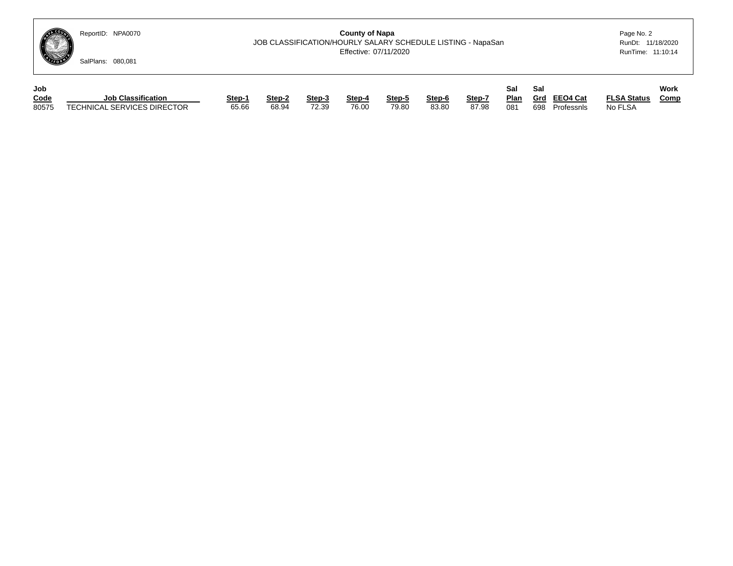**County of Napa**
JOB CLASSIFICATION/HOURLY SALARY SCHEDULE LISTING - NapaSan
Effective: 07/11/2020

ReportID: NPA0070
SalPlans: 080,081

RunDt: 11/18/2020
RunTime: 11:10:14

| Job Code | Job Classification | Step-1 | Step-2 | Step-3 | Step-4 | Step-5 | Step-6 | Step-7 | Sal Plan | Sal Grd | EEO4 Cat | FLSA Status | Work Comp |
|---|---|---|---|---|---|---|---|---|---|---|---|---|---|
| 80575 | TECHNICAL SERVICES DIRECTOR | 65.66 | 68.94 | 72.39 | 76.00 | 79.80 | 83.80 | 87.98 | 081 | 698 | Professnls | No FLSA | |